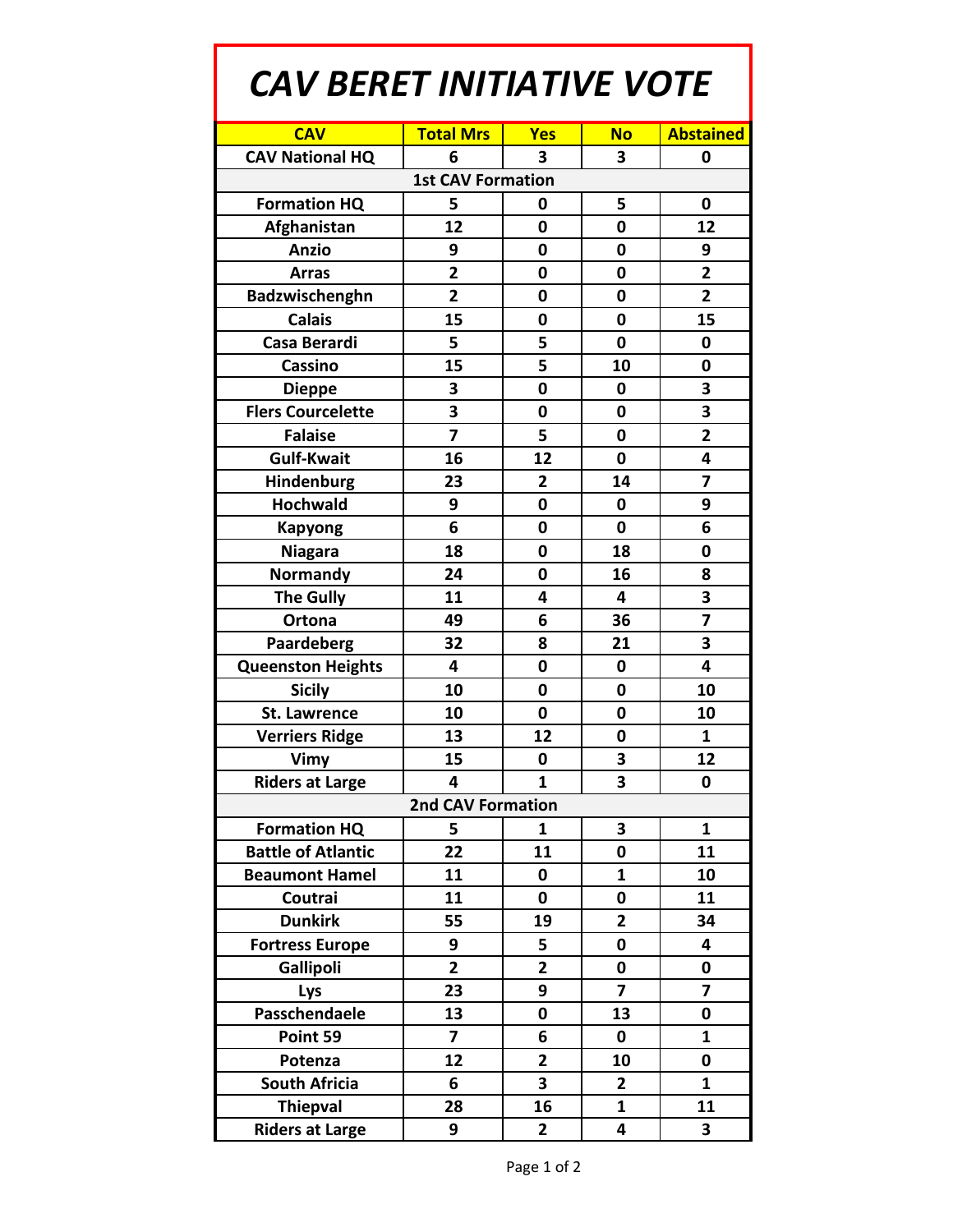# CAV BERET INITIATIVE VOTE

| CAV | Total Mrs | Yes | No | Abstained |
|---|---|---|---|---|
| CAV National HQ | 6 | 3 | 3 | 0 |
| **1st CAV Formation** | | | | |
| Formation HQ | 5 | 0 | 5 | 0 |
| Afghanistan | 12 | 0 | 0 | 12 |
| Anzio | 9 | 0 | 0 | 9 |
| Arras | 2 | 0 | 0 | 2 |
| Badzwischenghn | 2 | 0 | 0 | 2 |
| Calais | 15 | 0 | 0 | 15 |
| Casa Berardi | 5 | 5 | 0 | 0 |
| Cassino | 15 | 5 | 10 | 0 |
| Dieppe | 3 | 0 | 0 | 3 |
| Flers Courcelette | 3 | 0 | 0 | 3 |
| Falaise | 7 | 5 | 0 | 2 |
| Gulf-Kwait | 16 | 12 | 0 | 4 |
| Hindenburg | 23 | 2 | 14 | 7 |
| Hochwald | 9 | 0 | 0 | 9 |
| Kapyong | 6 | 0 | 0 | 6 |
| Niagara | 18 | 0 | 18 | 0 |
| Normandy | 24 | 0 | 16 | 8 |
| The Gully | 11 | 4 | 4 | 3 |
| Ortona | 49 | 6 | 36 | 7 |
| Paardeberg | 32 | 8 | 21 | 3 |
| Queenston Heights | 4 | 0 | 0 | 4 |
| Sicily | 10 | 0 | 0 | 10 |
| St. Lawrence | 10 | 0 | 0 | 10 |
| Verriers Ridge | 13 | 12 | 0 | 1 |
| Vimy | 15 | 0 | 3 | 12 |
| Riders at Large | 4 | 1 | 3 | 0 |
| **2nd CAV Formation** | | | | |
| Formation HQ | 5 | 1 | 3 | 1 |
| Battle of Atlantic | 22 | 11 | 0 | 11 |
| Beaumont Hamel | 11 | 0 | 1 | 10 |
| Coutrai | 11 | 0 | 0 | 11 |
| Dunkirk | 55 | 19 | 2 | 34 |
| Fortress Europe | 9 | 5 | 0 | 4 |
| Gallipoli | 2 | 2 | 0 | 0 |
| Lys | 23 | 9 | 7 | 7 |
| Passchendaele | 13 | 0 | 13 | 0 |
| Point 59 | 7 | 6 | 0 | 1 |
| Potenza | 12 | 2 | 10 | 0 |
| South Africia | 6 | 3 | 2 | 1 |
| Thiepval | 28 | 16 | 1 | 11 |
| Riders at Large | 9 | 2 | 4 | 3 |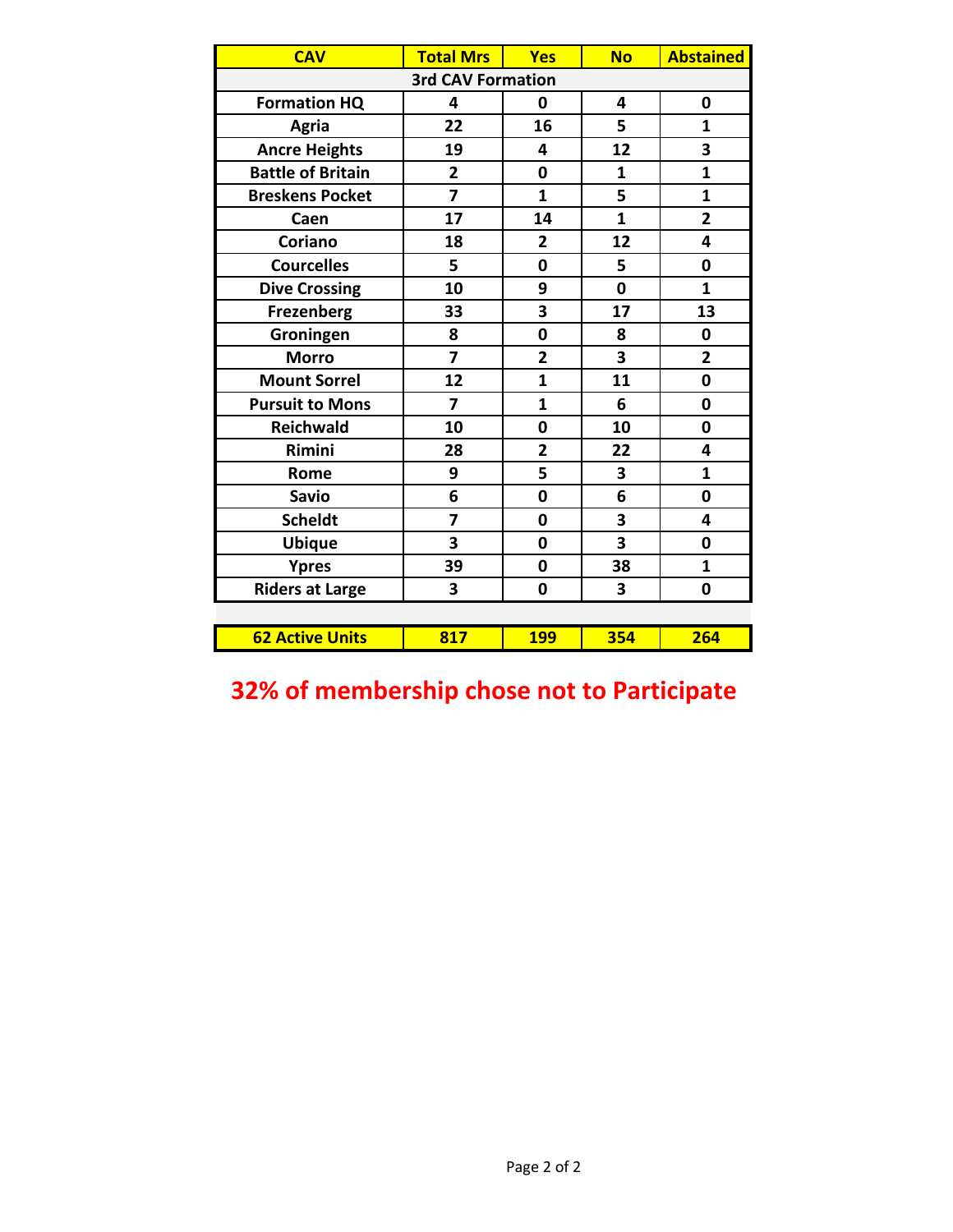| CAV | Total Mrs | Yes | No | Abstained |
| --- | --- | --- | --- | --- |
| 3rd CAV Formation | | | | |
| Formation HQ | 4 | 0 | 4 | 0 |
| Agria | 22 | 16 | 5 | 1 |
| Ancre Heights | 19 | 4 | 12 | 3 |
| Battle of Britain | 2 | 0 | 1 | 1 |
| Breskens Pocket | 7 | 1 | 5 | 1 |
| Caen | 17 | 14 | 1 | 2 |
| Coriano | 18 | 2 | 12 | 4 |
| Courcelles | 5 | 0 | 5 | 0 |
| Dive Crossing | 10 | 9 | 0 | 1 |
| Frezenberg | 33 | 3 | 17 | 13 |
| Groningen | 8 | 0 | 8 | 0 |
| Morro | 7 | 2 | 3 | 2 |
| Mount Sorrel | 12 | 1 | 11 | 0 |
| Pursuit to Mons | 7 | 1 | 6 | 0 |
| Reichwald | 10 | 0 | 10 | 0 |
| Rimini | 28 | 2 | 22 | 4 |
| Rome | 9 | 5 | 3 | 1 |
| Savio | 6 | 0 | 6 | 0 |
| Scheldt | 7 | 0 | 3 | 4 |
| Ubique | 3 | 0 | 3 | 0 |
| Ypres | 39 | 0 | 38 | 1 |
| Riders at Large | 3 | 0 | 3 | 0 |
| | | | | |
| 62 Active Units | 817 | 199 | 354 | 264 |

**32% of membership chose not to Participate**